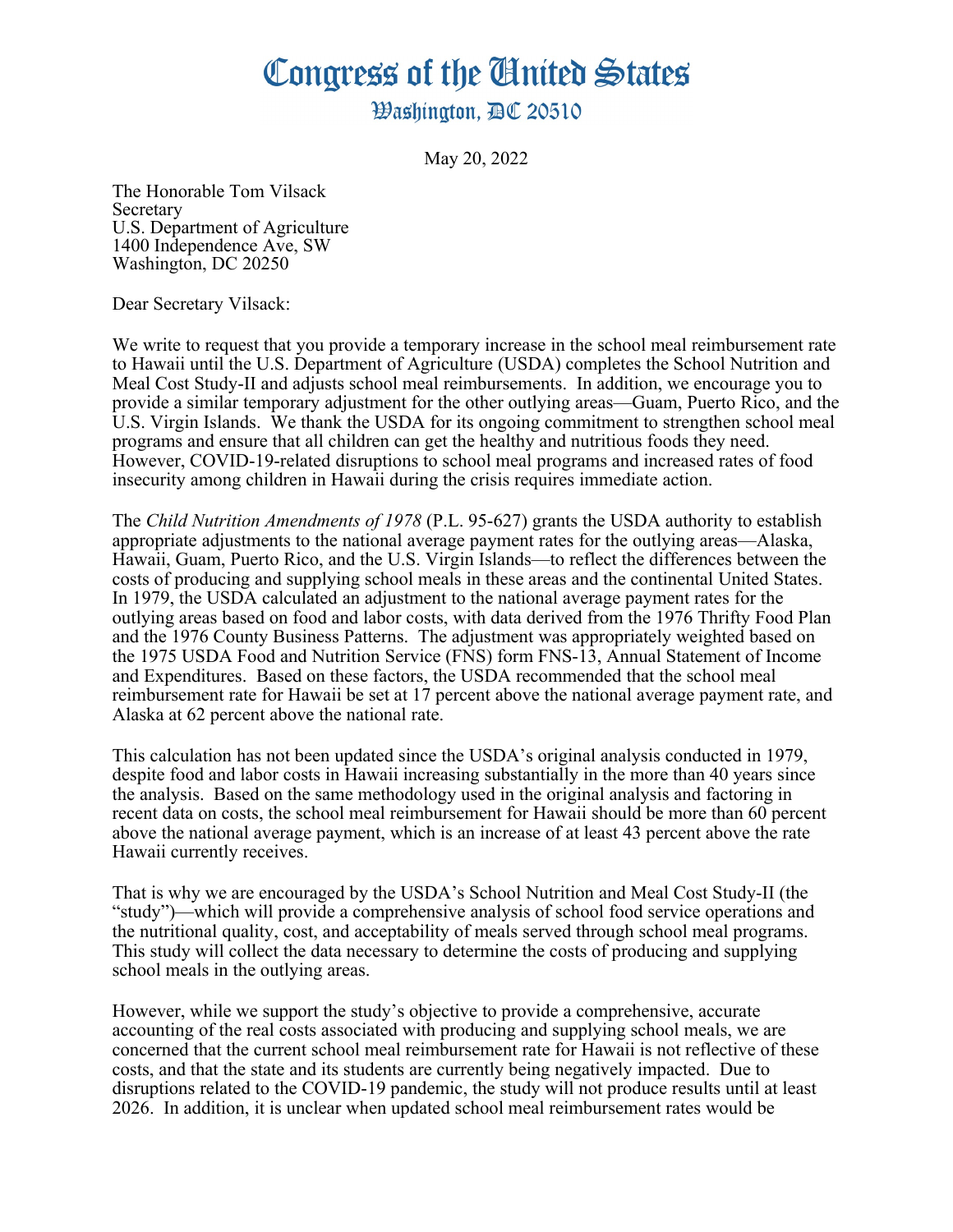# Congress of the United States

## Washington, DC 20510

May 20, 2022

The Honorable Tom Vilsack
Secretary
U.S. Department of Agriculture
1400 Independence Ave, SW
Washington, DC 20250

Dear Secretary Vilsack:

We write to request that you provide a temporary increase in the school meal reimbursement rate to Hawaii until the U.S. Department of Agriculture (USDA) completes the School Nutrition and Meal Cost Study-II and adjusts school meal reimbursements. In addition, we encourage you to provide a similar temporary adjustment for the other outlying areas—Guam, Puerto Rico, and the U.S. Virgin Islands. We thank the USDA for its ongoing commitment to strengthen school meal programs and ensure that all children can get the healthy and nutritious foods they need. However, COVID-19-related disruptions to school meal programs and increased rates of food insecurity among children in Hawaii during the crisis requires immediate action.

The *Child Nutrition Amendments of 1978* (P.L. 95-627) grants the USDA authority to establish appropriate adjustments to the national average payment rates for the outlying areas—Alaska, Hawaii, Guam, Puerto Rico, and the U.S. Virgin Islands—to reflect the differences between the costs of producing and supplying school meals in these areas and the continental United States. In 1979, the USDA calculated an adjustment to the national average payment rates for the outlying areas based on food and labor costs, with data derived from the 1976 Thrifty Food Plan and the 1976 County Business Patterns. The adjustment was appropriately weighted based on the 1975 USDA Food and Nutrition Service (FNS) form FNS-13, Annual Statement of Income and Expenditures. Based on these factors, the USDA recommended that the school meal reimbursement rate for Hawaii be set at 17 percent above the national average payment rate, and Alaska at 62 percent above the national rate.

This calculation has not been updated since the USDA's original analysis conducted in 1979, despite food and labor costs in Hawaii increasing substantially in the more than 40 years since the analysis. Based on the same methodology used in the original analysis and factoring in recent data on costs, the school meal reimbursement for Hawaii should be more than 60 percent above the national average payment, which is an increase of at least 43 percent above the rate Hawaii currently receives.

That is why we are encouraged by the USDA's School Nutrition and Meal Cost Study-II (the "study")—which will provide a comprehensive analysis of school food service operations and the nutritional quality, cost, and acceptability of meals served through school meal programs. This study will collect the data necessary to determine the costs of producing and supplying school meals in the outlying areas.

However, while we support the study's objective to provide a comprehensive, accurate accounting of the real costs associated with producing and supplying school meals, we are concerned that the current school meal reimbursement rate for Hawaii is not reflective of these costs, and that the state and its students are currently being negatively impacted. Due to disruptions related to the COVID-19 pandemic, the study will not produce results until at least 2026. In addition, it is unclear when updated school meal reimbursement rates would be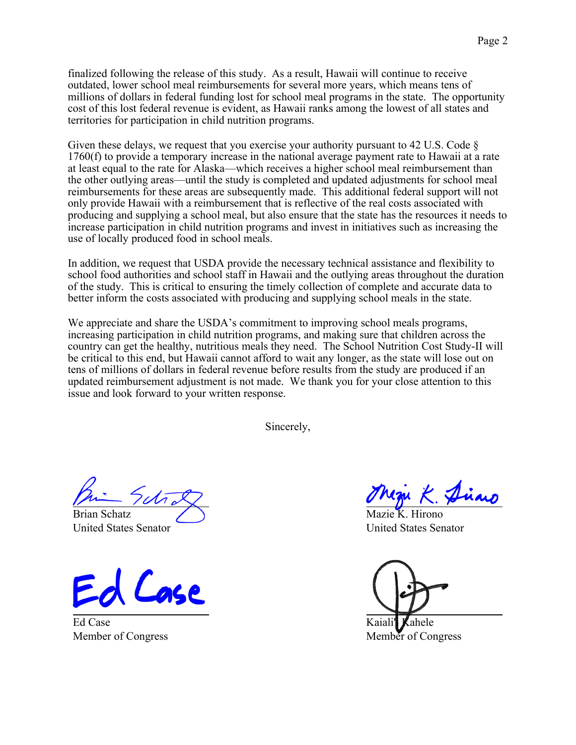finalized following the release of this study. As a result, Hawaii will continue to receive outdated, lower school meal reimbursements for several more years, which means tens of millions of dollars in federal funding lost for school meal programs in the state. The opportunity cost of this lost federal revenue is evident, as Hawaii ranks among the lowest of all states and territories for participation in child nutrition programs.

Given these delays, we request that you exercise your authority pursuant to 42 U.S. Code § 1760(f) to provide a temporary increase in the national average payment rate to Hawaii at a rate at least equal to the rate for Alaska—which receives a higher school meal reimbursement than the other outlying areas—until the study is completed and updated adjustments for school meal reimbursements for these areas are subsequently made. This additional federal support will not only provide Hawaii with a reimbursement that is reflective of the real costs associated with producing and supplying a school meal, but also ensure that the state has the resources it needs to increase participation in child nutrition programs and invest in initiatives such as increasing the use of locally produced food in school meals.

In addition, we request that USDA provide the necessary technical assistance and flexibility to school food authorities and school staff in Hawaii and the outlying areas throughout the duration of the study. This is critical to ensuring the timely collection of complete and accurate data to better inform the costs associated with producing and supplying school meals in the state.

We appreciate and share the USDA's commitment to improving school meals programs, increasing participation in child nutrition programs, and making sure that children across the country can get the healthy, nutritious meals they need. The School Nutrition Cost Study-II will be critical to this end, but Hawaii cannot afford to wait any longer, as the state will lose out on tens of millions of dollars in federal revenue before results from the study are produced if an updated reimbursement adjustment is not made. We thank you for your close attention to this issue and look forward to your written response.

Sincerely,

Brian Schatz
United States Senator

Mazie K. Hirono
United States Senator

Ed Case
Member of Congress

Kaiali'i Kahele
Member of Congress